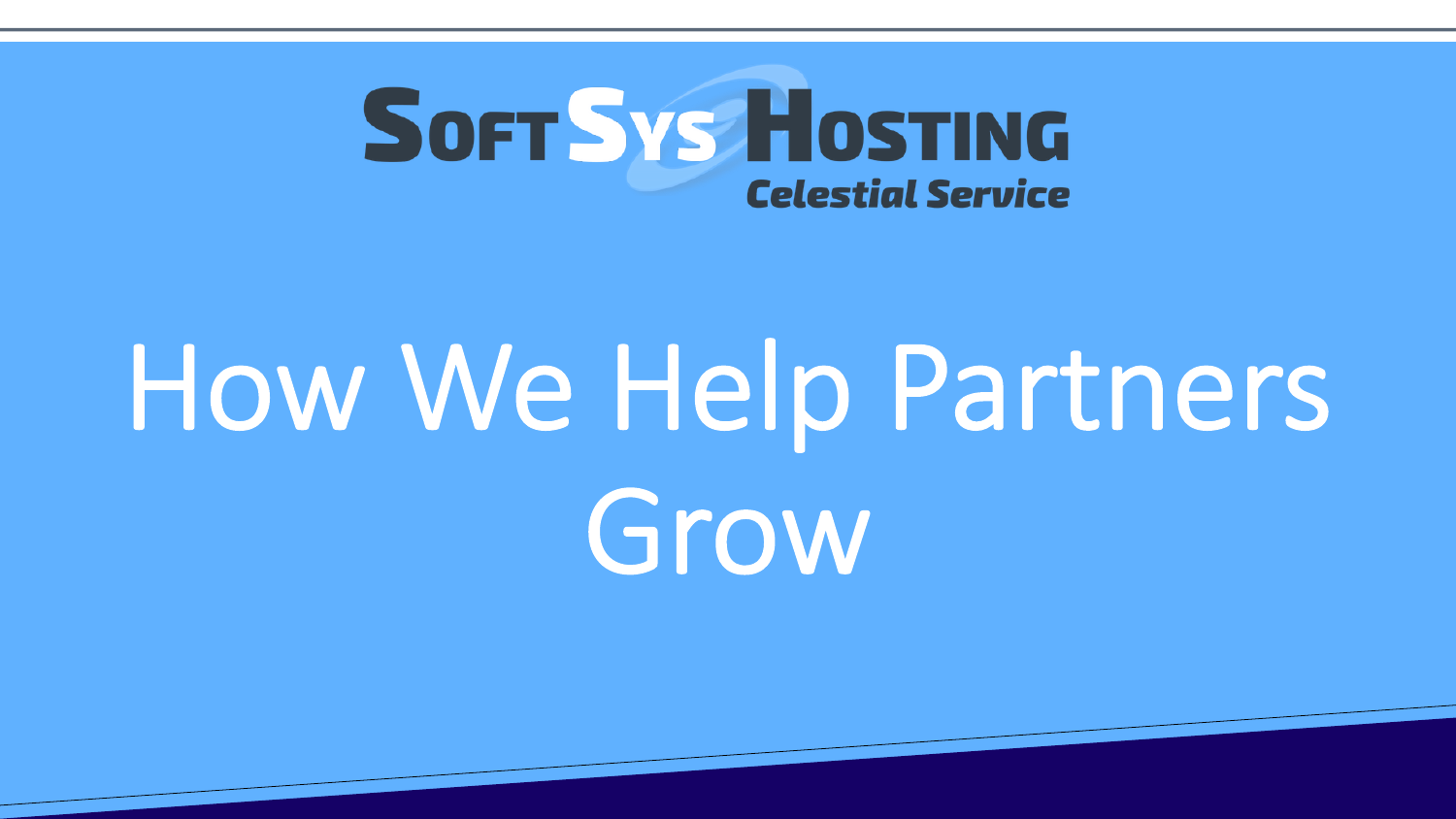SoftSys Hosting

*Celestial Service*

# How We Help Partners Grow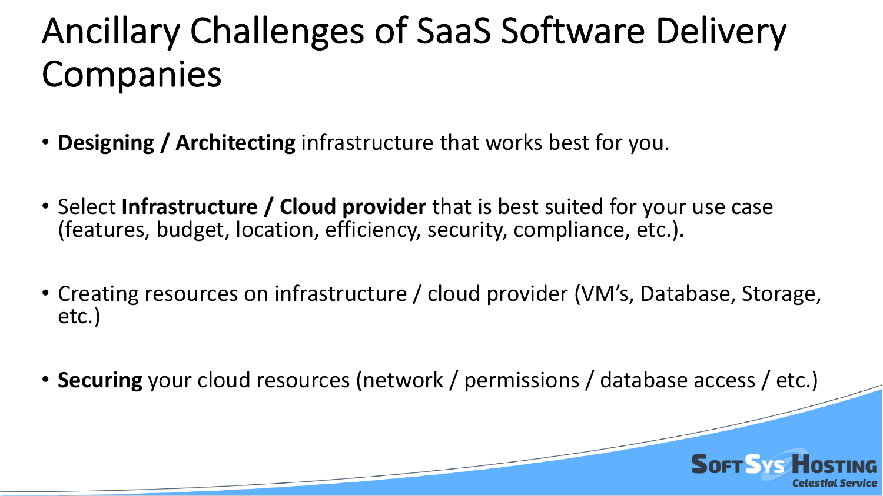# Ancillary Challenges of SaaS Software Delivery Companies

- **Designing / Architecting** infrastructure that works best for you.
- Select **Infrastructure / Cloud provider** that is best suited for your use case (features, budget, location, efficiency, security, compliance, etc.).
- Creating resources on infrastructure / cloud provider (VM's, Database, Storage, etc.)
- **Securing** your cloud resources (network / permissions / database access / etc.)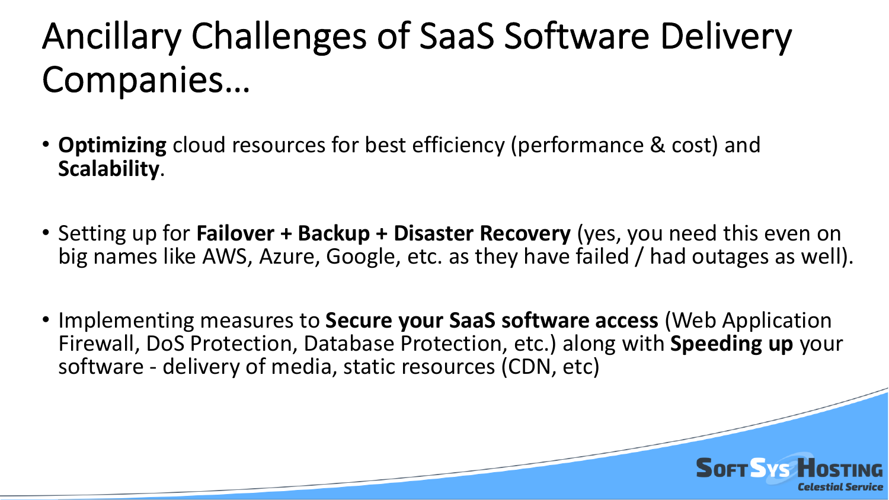# Ancillary Challenges of SaaS Software Delivery Companies…

- **Optimizing** cloud resources for best efficiency (performance & cost) and **Scalability**.

- Setting up for **Failover + Backup + Disaster Recovery** (yes, you need this even on big names like AWS, Azure, Google, etc. as they have failed / had outages as well).

- Implementing measures to **Secure your SaaS software access** (Web Application Firewall, DoS Protection, Database Protection, etc.) along with **Speeding up** your software - delivery of media, static resources (CDN, etc)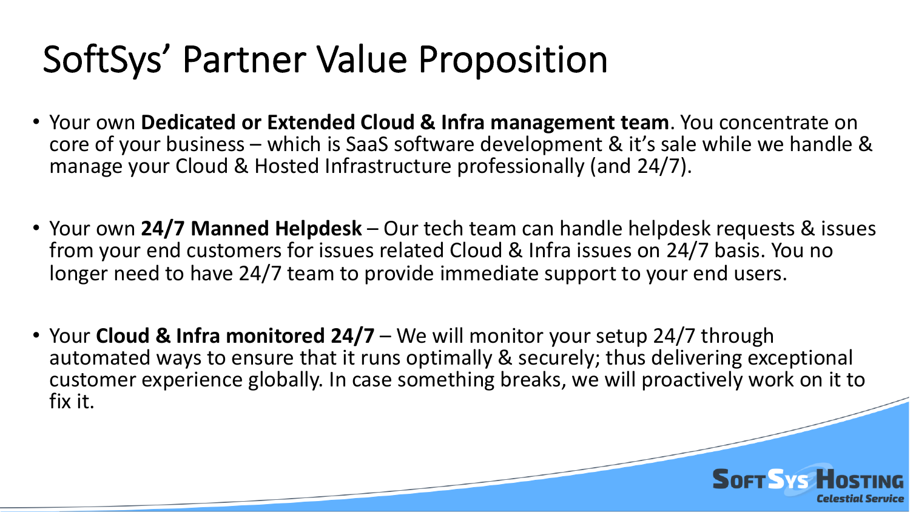# SoftSys' Partner Value Proposition

- Your own **Dedicated or Extended Cloud & Infra management team**. You concentrate on core of your business – which is SaaS software development & it's sale while we handle & manage your Cloud & Hosted Infrastructure professionally (and 24/7).

- Your own **24/7 Manned Helpdesk** – Our tech team can handle helpdesk requests & issues from your end customers for issues related Cloud & Infra issues on 24/7 basis. You no longer need to have 24/7 team to provide immediate support to your end users.

- Your **Cloud & Infra monitored 24/7** – We will monitor your setup 24/7 through automated ways to ensure that it runs optimally & securely; thus delivering exceptional customer experience globally. In case something breaks, we will proactively work on it to fix it.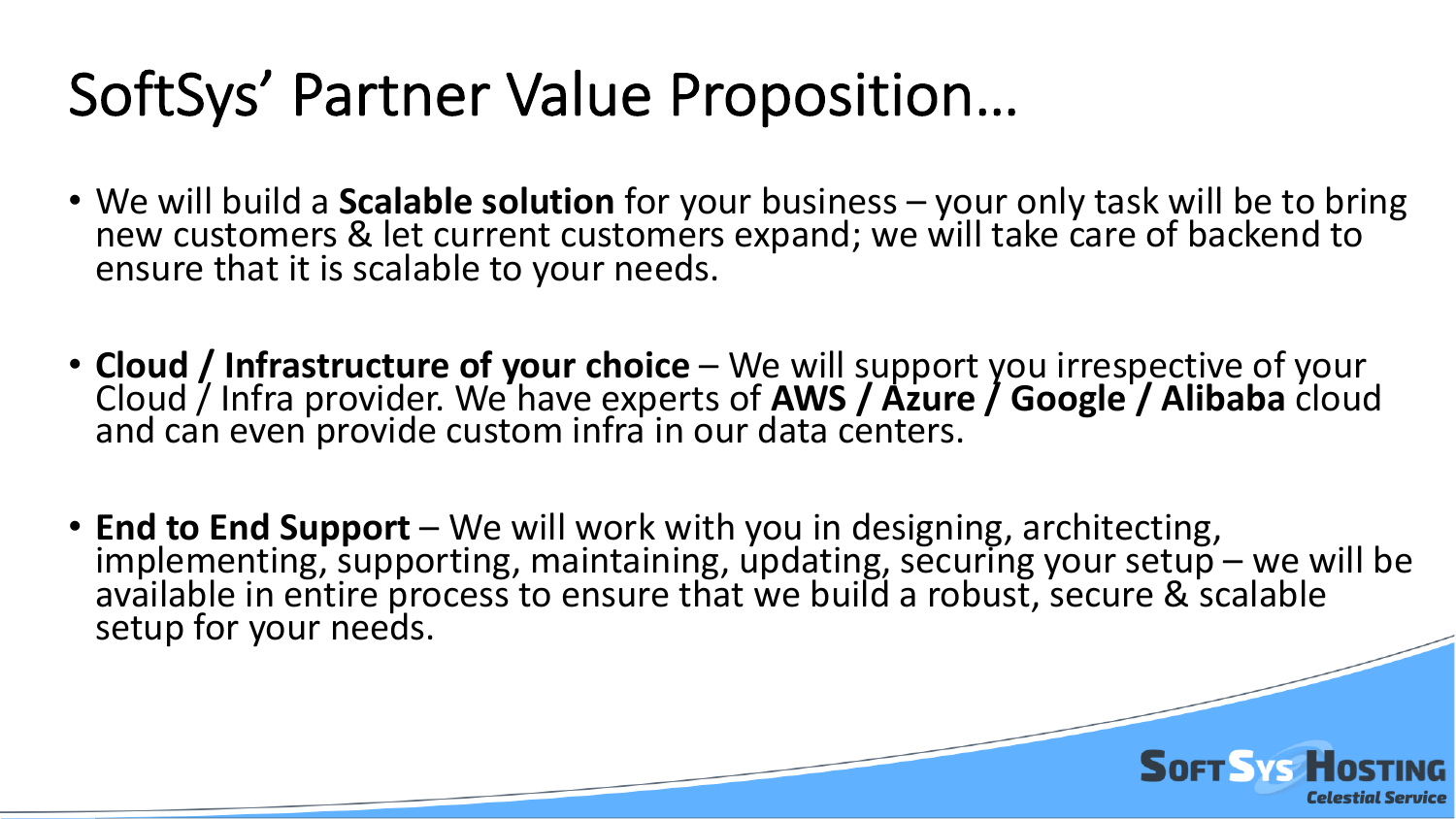# SoftSys' Partner Value Proposition…

- We will build a **Scalable solution** for your business – your only task will be to bring new customers & let current customers expand; we will take care of backend to ensure that it is scalable to your needs.

- **Cloud / Infrastructure of your choice** – We will support you irrespective of your Cloud / Infra provider. We have experts of **AWS / Azure / Google / Alibaba** cloud and can even provide custom infra in our data centers.

- **End to End Support** – We will work with you in designing, architecting, implementing, supporting, maintaining, updating, securing your setup – we will be available in entire process to ensure that we build a robust, secure & scalable setup for your needs.

SoftSys Hosting
Celestial Service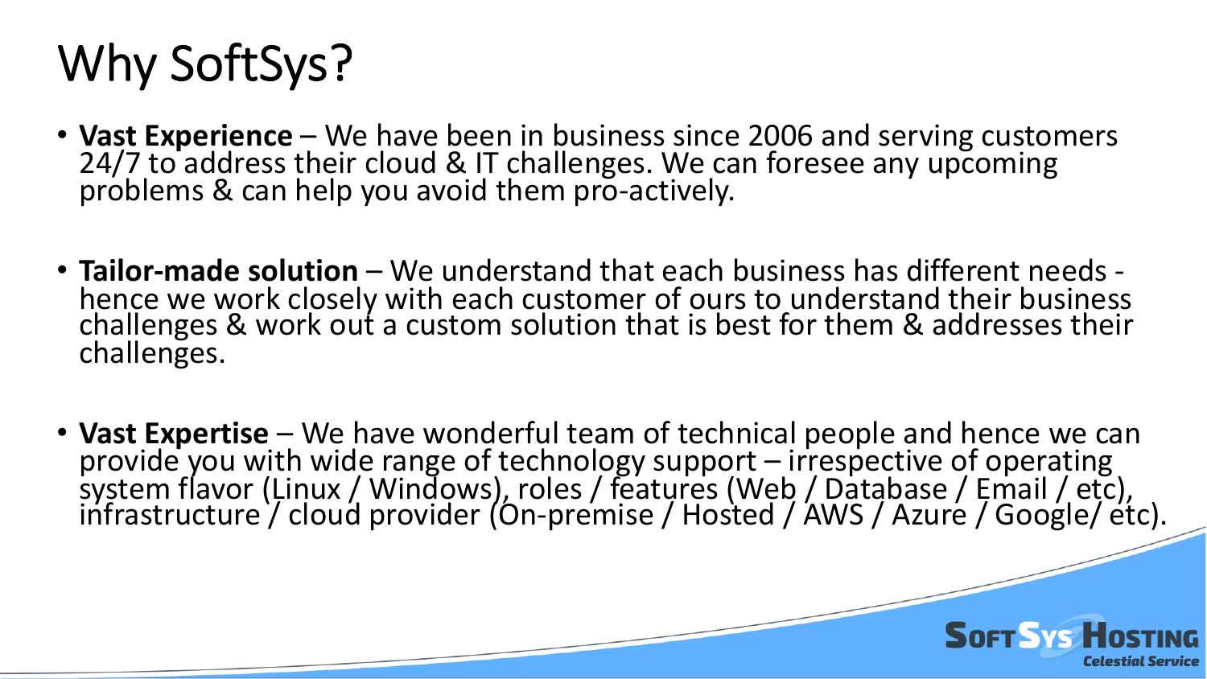# Why SoftSys?

- **Vast Experience** – We have been in business since 2006 and serving customers 24/7 to address their cloud & IT challenges. We can foresee any upcoming problems & can help you avoid them pro-actively.
- **Tailor-made solution** – We understand that each business has different needs - hence we work closely with each customer of ours to understand their business challenges & work out a custom solution that is best for them & addresses their challenges.
- **Vast Expertise** – We have wonderful team of technical people and hence we can provide you with wide range of technology support – irrespective of operating system flavor (Linux / Windows), roles / features (Web / Database / Email / etc), infrastructure / cloud provider (On-premise / Hosted / AWS / Azure / Google/ etc).

SoftSys Hosting
Celestial Service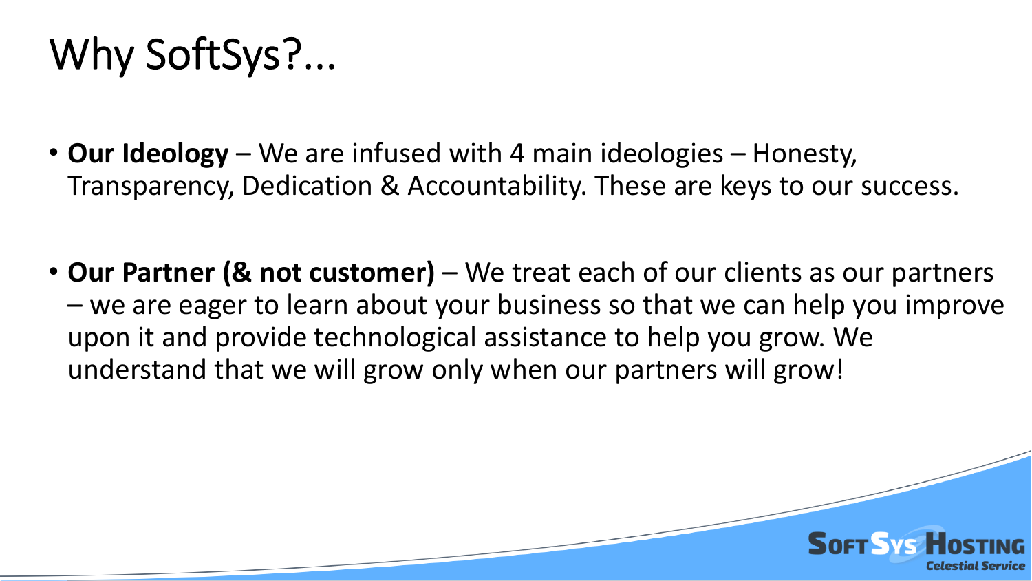# Why SoftSys?...

- **Our Ideology** – We are infused with 4 main ideologies – Honesty, Transparency, Dedication & Accountability. These are keys to our success.

- **Our Partner (& not customer)** – We treat each of our clients as our partners – we are eager to learn about your business so that we can help you improve upon it and provide technological assistance to help you grow. We understand that we will grow only when our partners will grow!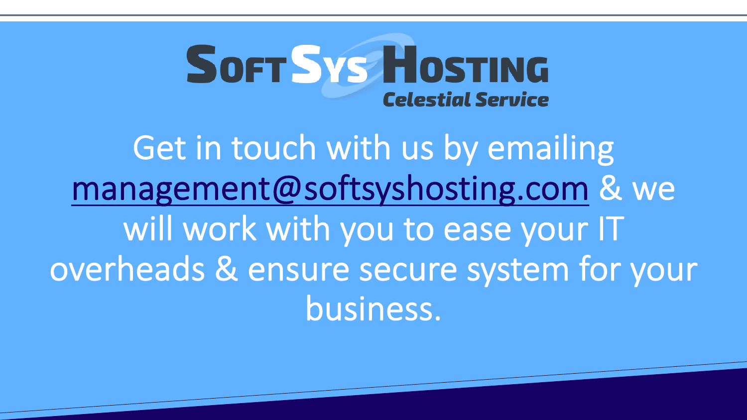# SoftSys Hosting

*Celestial Service*

Get in touch with us by emailing management@softsyshosting.com & we will work with you to ease your IT overheads & ensure secure system for your business.